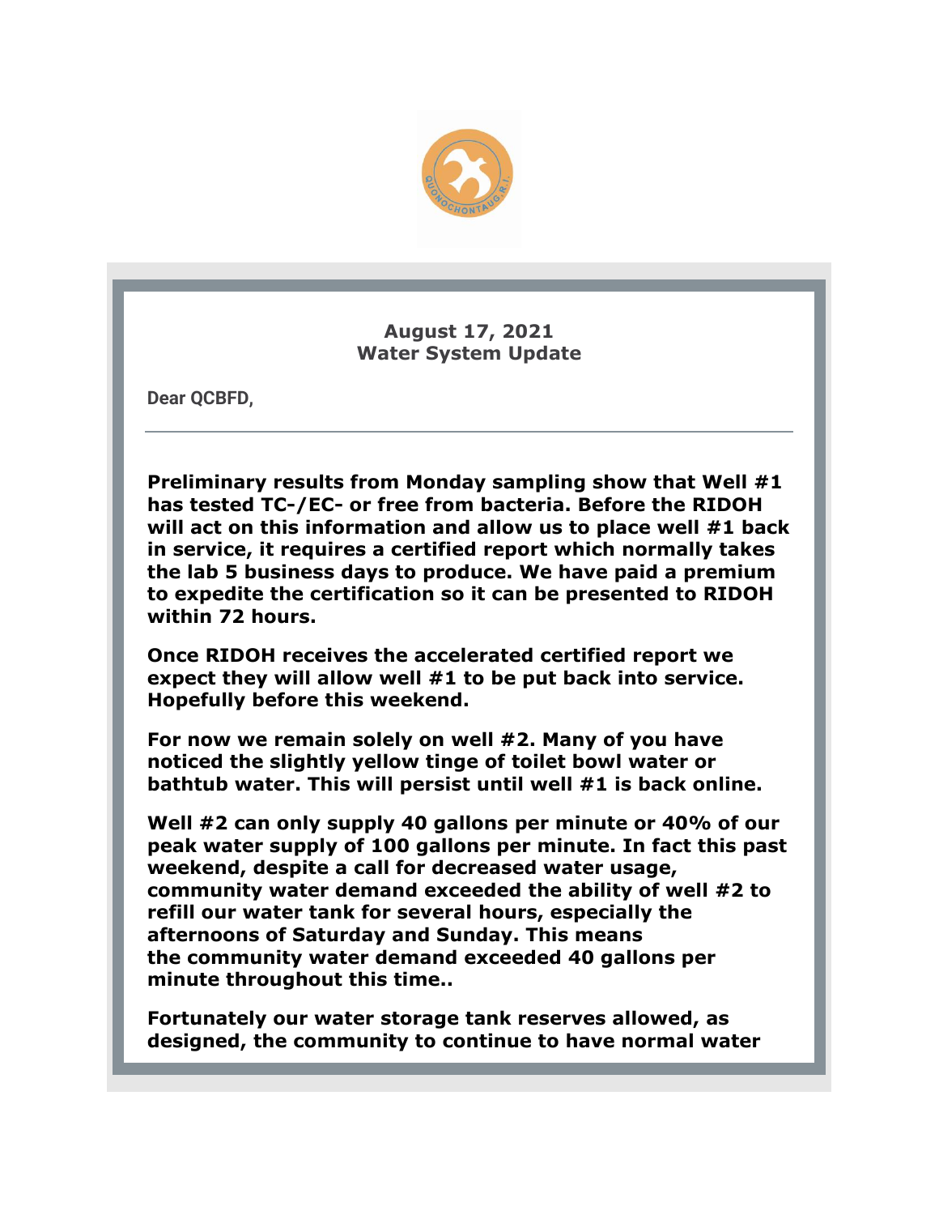**August 17, 2021**
**Water System Update**

**Dear QCBFD,**

---

**Preliminary results from Monday sampling show that Well #1 has tested TC-/EC- or free from bacteria. Before the RIDOH will act on this information and allow us to place well #1 back in service, it requires a certified report which normally takes the lab 5 business days to produce. We have paid a premium to expedite the certification so it can be presented to RIDOH within 72 hours.**

**Once RIDOH receives the accelerated certified report we expect they will allow well #1 to be put back into service. Hopefully before this weekend.**

**For now we remain solely on well #2. Many of you have noticed the slightly yellow tinge of toilet bowl water or bathtub water. This will persist until well #1 is back online.**

**Well #2 can only supply 40 gallons per minute or 40% of our peak water supply of 100 gallons per minute. In fact this past weekend, despite a call for decreased water usage, community water demand exceeded the ability of well #2 to refill our water tank for several hours, especially the afternoons of Saturday and Sunday. This means the community water demand exceeded 40 gallons per minute throughout this time..**

**Fortunately our water storage tank reserves allowed, as designed, the community to continue to have normal water**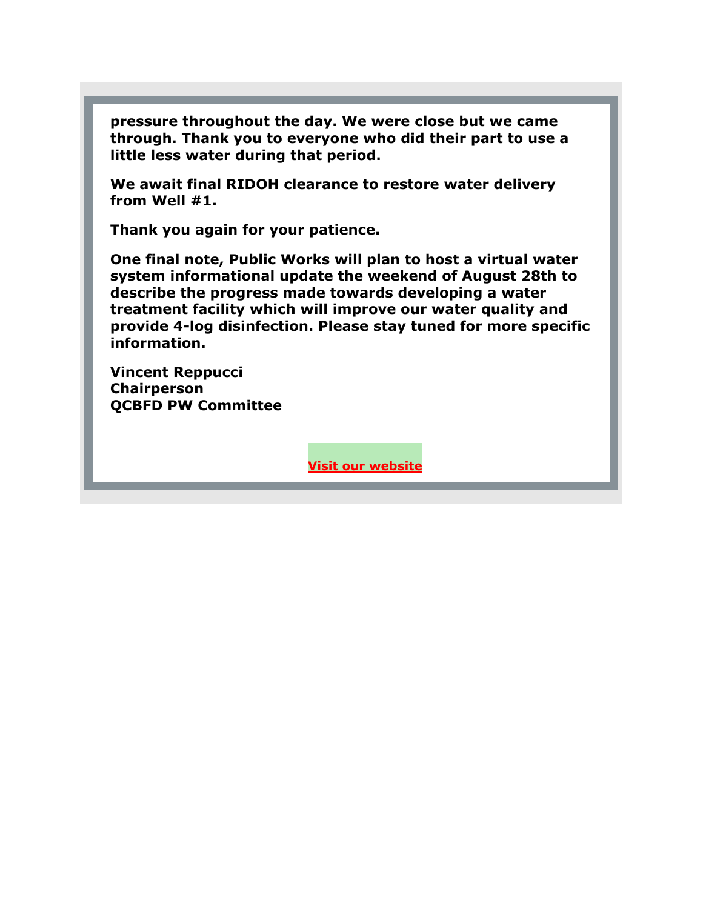**pressure throughout the day. We were close but we came through. Thank you to everyone who did their part to use a little less water during that period.**

**We await final RIDOH clearance to restore water delivery from Well #1.**

**Thank you again for your patience.**

**One final note, Public Works will plan to host a virtual water system informational update the weekend of August 28th to describe the progress made towards developing a water treatment facility which will improve our water quality and provide 4-log disinfection. Please stay tuned for more specific information.**

**Vincent Reppucci**
**Chairperson**
**QCBFD PW Committee**

**Visit our website**